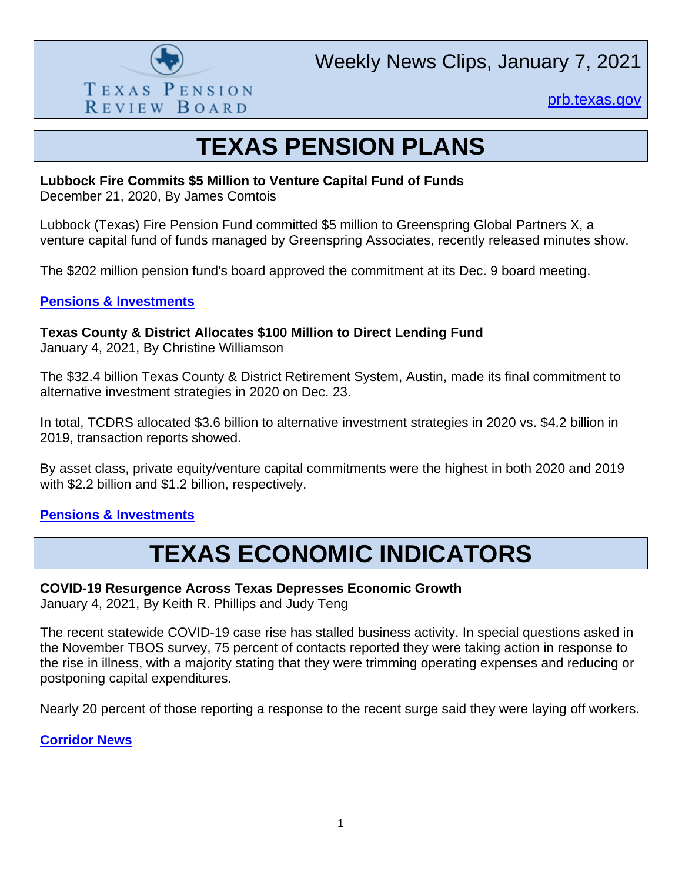Texas Pension Review Board

Weekly News Clips, January 7, 2021

prb.texas.gov

# TEXAS PENSION PLANS

**Lubbock Fire Commits $5 Million to Venture Capital Fund of Funds**
December 21, 2020, By James Comtois

Lubbock (Texas) Fire Pension Fund committed $5 million to Greenspring Global Partners X, a venture capital fund of funds managed by Greenspring Associates, recently released minutes show.

The $202 million pension fund's board approved the commitment at its Dec. 9 board meeting.

**Pensions & Investments**

**Texas County & District Allocates $100 Million to Direct Lending Fund**
January 4, 2021, By Christine Williamson

The $32.4 billion Texas County & District Retirement System, Austin, made its final commitment to alternative investment strategies in 2020 on Dec. 23.

In total, TCDRS allocated $3.6 billion to alternative investment strategies in 2020 vs. $4.2 billion in 2019, transaction reports showed.

By asset class, private equity/venture capital commitments were the highest in both 2020 and 2019 with $2.2 billion and $1.2 billion, respectively.

**Pensions & Investments**

# TEXAS ECONOMIC INDICATORS

**COVID-19 Resurgence Across Texas Depresses Economic Growth**
January 4, 2021, By Keith R. Phillips and Judy Teng

The recent statewide COVID-19 case rise has stalled business activity. In special questions asked in the November TBOS survey, 75 percent of contacts reported they were taking action in response to the rise in illness, with a majority stating that they were trimming operating expenses and reducing or postponing capital expenditures.

Nearly 20 percent of those reporting a response to the recent surge said they were laying off workers.

**Corridor News**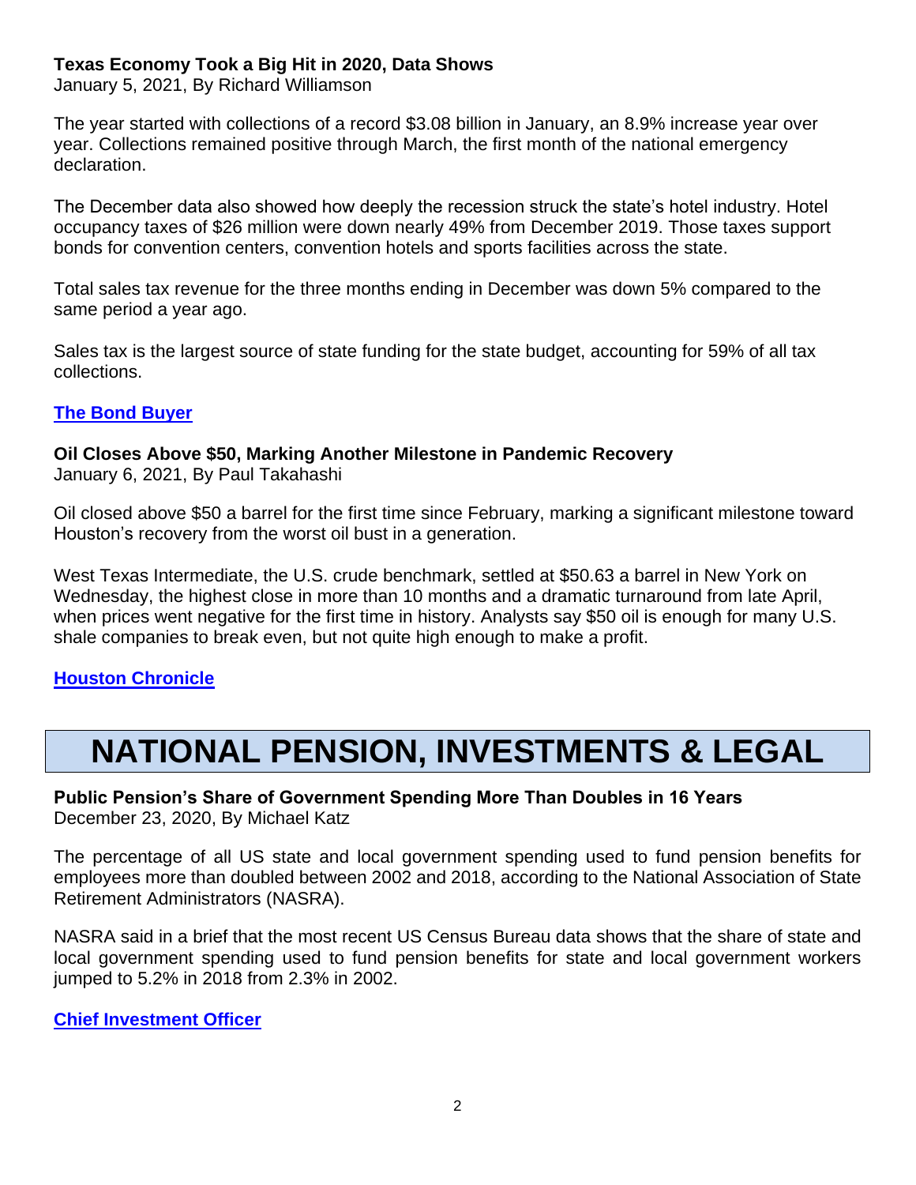**Texas Economy Took a Big Hit in 2020, Data Shows**
January 5, 2021, By Richard Williamson

The year started with collections of a record $3.08 billion in January, an 8.9% increase year over year. Collections remained positive through March, the first month of the national emergency declaration.

The December data also showed how deeply the recession struck the state's hotel industry. Hotel occupancy taxes of $26 million were down nearly 49% from December 2019. Those taxes support bonds for convention centers, convention hotels and sports facilities across the state.

Total sales tax revenue for the three months ending in December was down 5% compared to the same period a year ago.

Sales tax is the largest source of state funding for the state budget, accounting for 59% of all tax collections.

**The Bond Buyer**

**Oil Closes Above $50, Marking Another Milestone in Pandemic Recovery**
January 6, 2021, By Paul Takahashi

Oil closed above $50 a barrel for the first time since February, marking a significant milestone toward Houston's recovery from the worst oil bust in a generation.

West Texas Intermediate, the U.S. crude benchmark, settled at $50.63 a barrel in New York on Wednesday, the highest close in more than 10 months and a dramatic turnaround from late April, when prices went negative for the first time in history. Analysts say $50 oil is enough for many U.S. shale companies to break even, but not quite high enough to make a profit.

**Houston Chronicle**

# NATIONAL PENSION, INVESTMENTS & LEGAL

**Public Pension's Share of Government Spending More Than Doubles in 16 Years**
December 23, 2020, By Michael Katz

The percentage of all US state and local government spending used to fund pension benefits for employees more than doubled between 2002 and 2018, according to the National Association of State Retirement Administrators (NASRA).

NASRA said in a brief that the most recent US Census Bureau data shows that the share of state and local government spending used to fund pension benefits for state and local government workers jumped to 5.2% in 2018 from 2.3% in 2002.

**Chief Investment Officer**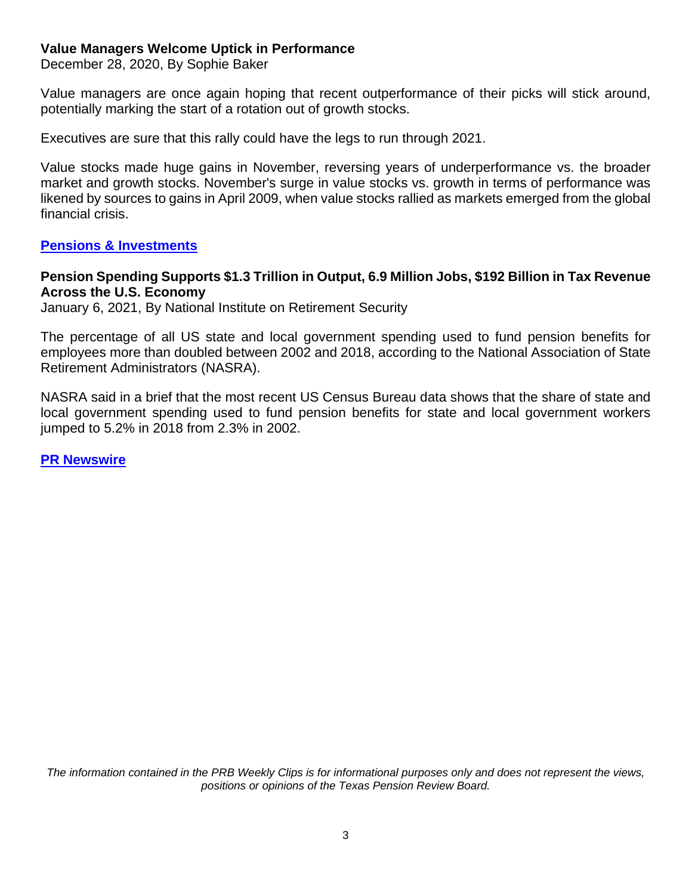**Value Managers Welcome Uptick in Performance**
December 28, 2020, By Sophie Baker

Value managers are once again hoping that recent outperformance of their picks will stick around, potentially marking the start of a rotation out of growth stocks.

Executives are sure that this rally could have the legs to run through 2021.

Value stocks made huge gains in November, reversing years of underperformance vs. the broader market and growth stocks. November's surge in value stocks vs. growth in terms of performance was likened by sources to gains in April 2009, when value stocks rallied as markets emerged from the global financial crisis.

**Pensions & Investments**

**Pension Spending Supports $1.3 Trillion in Output, 6.9 Million Jobs, $192 Billion in Tax Revenue Across the U.S. Economy**
January 6, 2021, By National Institute on Retirement Security

The percentage of all US state and local government spending used to fund pension benefits for employees more than doubled between 2002 and 2018, according to the National Association of State Retirement Administrators (NASRA).

NASRA said in a brief that the most recent US Census Bureau data shows that the share of state and local government spending used to fund pension benefits for state and local government workers jumped to 5.2% in 2018 from 2.3% in 2002.

**PR Newswire**

*The information contained in the PRB Weekly Clips is for informational purposes only and does not represent the views, positions or opinions of the Texas Pension Review Board.*